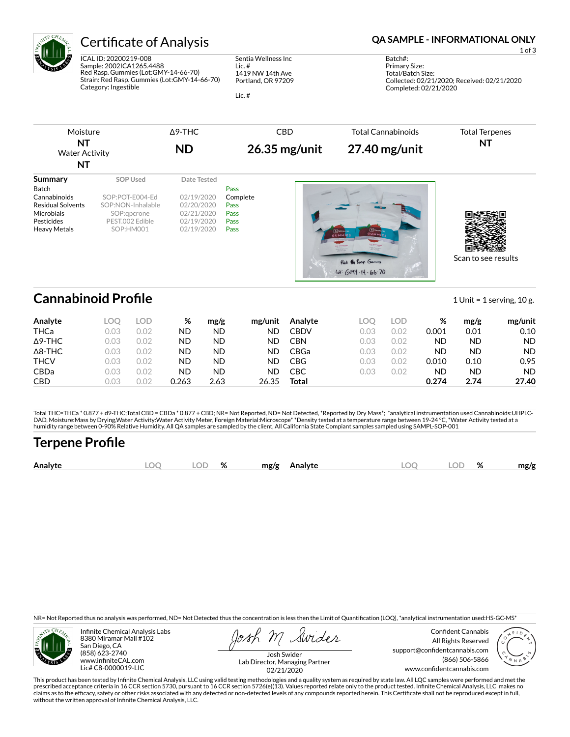# Certificate of Analysis

**QA SAMPLE - INFORMATIONAL ONLY**

ICAL ID: 20200219-008
Sample: 2002ICA1265.4488
Red Rasp. Gummies (Lot:GMY-14-66-70)
Strain: Red Rasp. Gummies (Lot:GMY-14-66-70)
Category: Ingestible

Sentia Wellness Inc
Lic. #
1419 NW 14th Ave
Portland, OR 97209

Lic. #

Batch#:
Primary Size:
Total/Batch Size:
Collected: 02/21/2020; Received: 02/21/2020
Completed: 02/21/2020

| Moisture | Δ9-THC | CBD | Total Cannabinoids | Total Terpenes |
|---|---|---|---|---|
| **NT** | **ND** | **26.35 mg/unit** | **27.40 mg/unit** | **NT** |
| Water Activity **NT** | | | | |

| Summary | SOP Used | Date Tested | |
|---|---|---|---|
| Batch | | | Pass |
| Cannabinoids | SOP:POT-E004-Ed | 02/19/2020 | Complete |
| Residual Solvents | SOP:NON-Inhalable | 02/20/2020 | Pass |
| Microbials | SOP:qpcrone | 02/21/2020 | Pass |
| Pesticides | PEST.002 Edible | 02/19/2020 | Pass |
| Heavy Metals | SOP:HM001 | 02/19/2020 | Pass |

Scan to see results

## Cannabinoid Profile

1 Unit = 1 serving, 10 g.

| Analyte | LOQ | LOD | % | mg/g | mg/unit | Analyte | LOQ | LOD | % | mg/g | mg/unit |
|---|---|---|---|---|---|---|---|---|---|---|---|
| THCa | 0.03 | 0.02 | ND | ND | ND | CBDV | 0.03 | 0.02 | 0.001 | 0.01 | 0.10 |
| Δ9-THC | 0.03 | 0.02 | ND | ND | ND | CBN | 0.03 | 0.02 | ND | ND | ND |
| Δ8-THC | 0.03 | 0.02 | ND | ND | ND | CBGa | 0.03 | 0.02 | ND | ND | ND |
| THCV | 0.03 | 0.02 | ND | ND | ND | CBG | 0.03 | 0.02 | 0.010 | 0.10 | 0.95 |
| CBDa | 0.03 | 0.02 | ND | ND | ND | CBC | 0.03 | 0.02 | ND | ND | ND |
| CBD | 0.03 | 0.02 | 0.263 | 2.63 | 26.35 | **Total** | | | **0.274** | **2.74** | **27.40** |

Total THC=THCa * 0.877 + d9-THC;Total CBD = CBDa * 0.877 + CBD; NR= Not Reported, ND= Not Detected, *Reported by Dry Mass*; *analytical instrumentation used Cannabinoids:UHPLC-DAD, Moisture:Mass by Drying,Water Activity:Water Activity Meter, Foreign Material:Microscope* *Density tested at a temperature range between 19-24 °C, *Water Activity tested at a humidity range between 0-90% Relative Humidity. All QA samples are sampled by the client, All California State Compiant samples sampled using SAMPL-SOP-001

## Terpene Profile

| Analyte | LOQ | LOD | % | mg/g | Analyte | LOQ | LOD | % | mg/g |
|---|---|---|---|---|---|---|---|---|---|

NR= Not Reported thus no analysis was performed, ND= Not Detected thus the concentration is less then the Limit of Quantification (LOQ), *analytical instrumentation used:HS-GC-MS*

Infinite Chemical Analysis Labs
8380 Miramar Mall #102
San Diego, CA
(858) 623-2740
www.infiniteCAL.com
Lic# C8-0000019-LIC

Josh Swider
Lab Director, Managing Partner
02/21/2020

Confident Cannabis
All Rights Reserved
support@confidentcannabis.com
(866) 506-5866
www.confidentcannabis.com

This product has been tested by Infinite Chemical Analysis, LLC using valid testing methodologies and a quality system as required by state law. All LQC samples were performed and met the prescribed acceptance criteria in 16 CCR section 5730, pursuant to 16 CCR section 5726(e)(13). Values reported relate only to the product tested. Infinite Chemical Analysis, LLC makes no claims as to the efficacy, safety or other risks associated with any detected or non-detected levels of any compounds reported herein. This Certificate shall not be reproduced except in full, without the written approval of Infinite Chemical Analysis, LLC.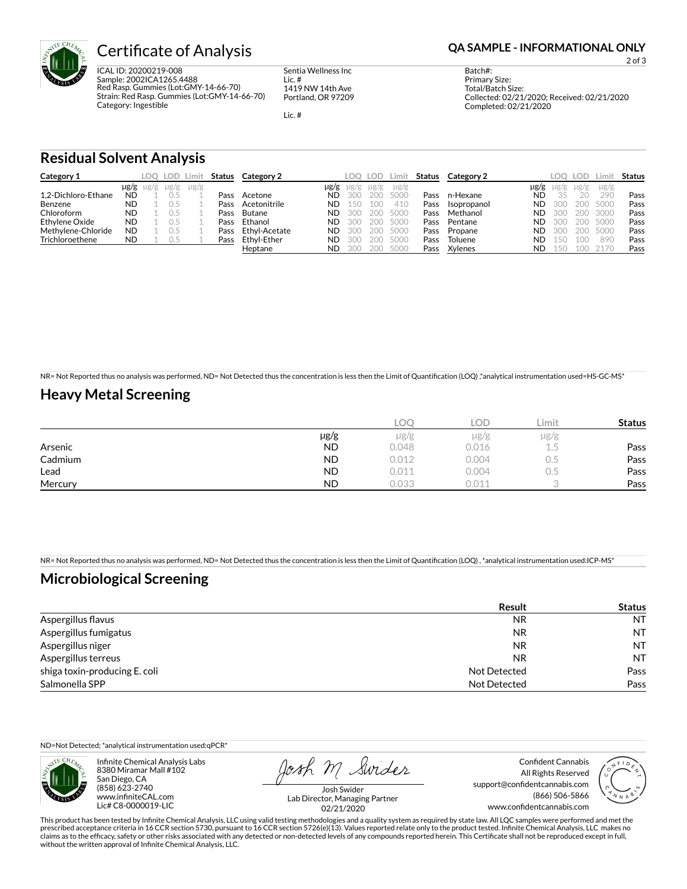# Certificate of Analysis

**QA SAMPLE - INFORMATIONAL ONLY**

ICAL ID: 20200219-008
Sample: 2002ICA1265.4488
Red Rasp. Gummies (Lot:GMY-14-66-70)
Strain: Red Rasp. Gummies (Lot:GMY-14-66-70)
Category: Ingestible

Sentia Wellness Inc
Lic. #
1419 NW 14th Ave
Portland, OR 97209

Lic. #

Batch#:
Primary Size:
Total/Batch Size:
Collected: 02/21/2020; Received: 02/21/2020
Completed: 02/21/2020

## Residual Solvent Analysis

| Category 1 | | LOQ | LOD | Limit | Status |
|---|---|---|---|---|---|
| | μg/g | μg/g | μg/g | μg/g | |
| 1,2-Dichloro-Ethane | ND | 1 | 0.5 | 1 | Pass |
| Benzene | ND | 1 | 0.5 | 1 | Pass |
| Chloroform | ND | 1 | 0.5 | 1 | Pass |
| Ethylene Oxide | ND | 1 | 0.5 | 1 | Pass |
| Methylene-Chloride | ND | 1 | 0.5 | 1 | Pass |
| Trichloroethene | ND | 1 | 0.5 | 1 | Pass |

| Category 2 | | LOQ | LOD | Limit | Status |
|---|---|---|---|---|---|
| | μg/g | μg/g | μg/g | μg/g | |
| Acetone | ND | 300 | 200 | 5000 | Pass |
| Acetonitrile | ND | 150 | 100 | 410 | Pass |
| Butane | ND | 300 | 200 | 5000 | Pass |
| Ethanol | ND | 300 | 200 | 5000 | Pass |
| Ethyl-Acetate | ND | 300 | 200 | 5000 | Pass |
| Ethyl-Ether | ND | 300 | 200 | 5000 | Pass |
| Heptane | ND | 300 | 200 | 5000 | Pass |
| n-Hexane | ND | 35 | 20 | 290 | Pass |
| Isopropanol | ND | 300 | 200 | 5000 | Pass |
| Methanol | ND | 300 | 200 | 3000 | Pass |
| Pentane | ND | 300 | 200 | 5000 | Pass |
| Propane | ND | 300 | 200 | 5000 | Pass |
| Toluene | ND | 150 | 100 | 890 | Pass |
| Xylenes | ND | 150 | 100 | 2170 | Pass |

NR= Not Reported thus no analysis was performed, ND= Not Detected thus the concentration is less then the Limit of Quantification (LOQ) ,*analytical instrumentation used=HS-GC-MS*

## Heavy Metal Screening

| | | LOQ | LOD | Limit | Status |
|---|---|---|---|---|---|
| | μg/g | μg/g | μg/g | μg/g | |
| Arsenic | ND | 0.048 | 0.016 | 1.5 | Pass |
| Cadmium | ND | 0.012 | 0.004 | 0.5 | Pass |
| Lead | ND | 0.011 | 0.004 | 0.5 | Pass |
| Mercury | ND | 0.033 | 0.011 | 3 | Pass |

NR= Not Reported thus no analysis was performed, ND= Not Detected thus the concentration is less then the Limit of Quantification (LOQ) , *analytical instrumentation used:ICP-MS*

## Microbiological Screening

| | Result | Status |
|---|---|---|
| Aspergillus flavus | NR | NT |
| Aspergillus fumigatus | NR | NT |
| Aspergillus niger | NR | NT |
| Aspergillus terreus | NR | NT |
| shiga toxin-producing E. coli | Not Detected | Pass |
| Salmonella SPP | Not Detected | Pass |

ND=Not Detected; *analytical instrumentation used:qPCR*

Infinite Chemical Analysis Labs
8380 Miramar Mall #102
San Diego, CA
(858) 623-2740
www.infiniteCAL.com
Lic# C8-0000019-LIC

Josh Swider
Lab Director, Managing Partner
02/21/2020

Confident Cannabis
All Rights Reserved
support@confidentcannabis.com
(866) 506-5866
www.confidentcannabis.com

This product has been tested by Infinite Chemical Analysis, LLC using valid testing methodologies and a quality system as required by state law. All LQC samples were performed and met the prescribed acceptance criteria in 16 CCR section 5730, pursuant to 16 CCR section 5726(e)(13). Values reported relate only to the product tested. Infinite Chemical Analysis, LLC makes no claims as to the efficacy, safety or other risks associated with any detected or non-detected levels of any compounds reported herein. This Certificate shall not be reproduced except in full, without the written approval of Infinite Chemical Analysis, LLC.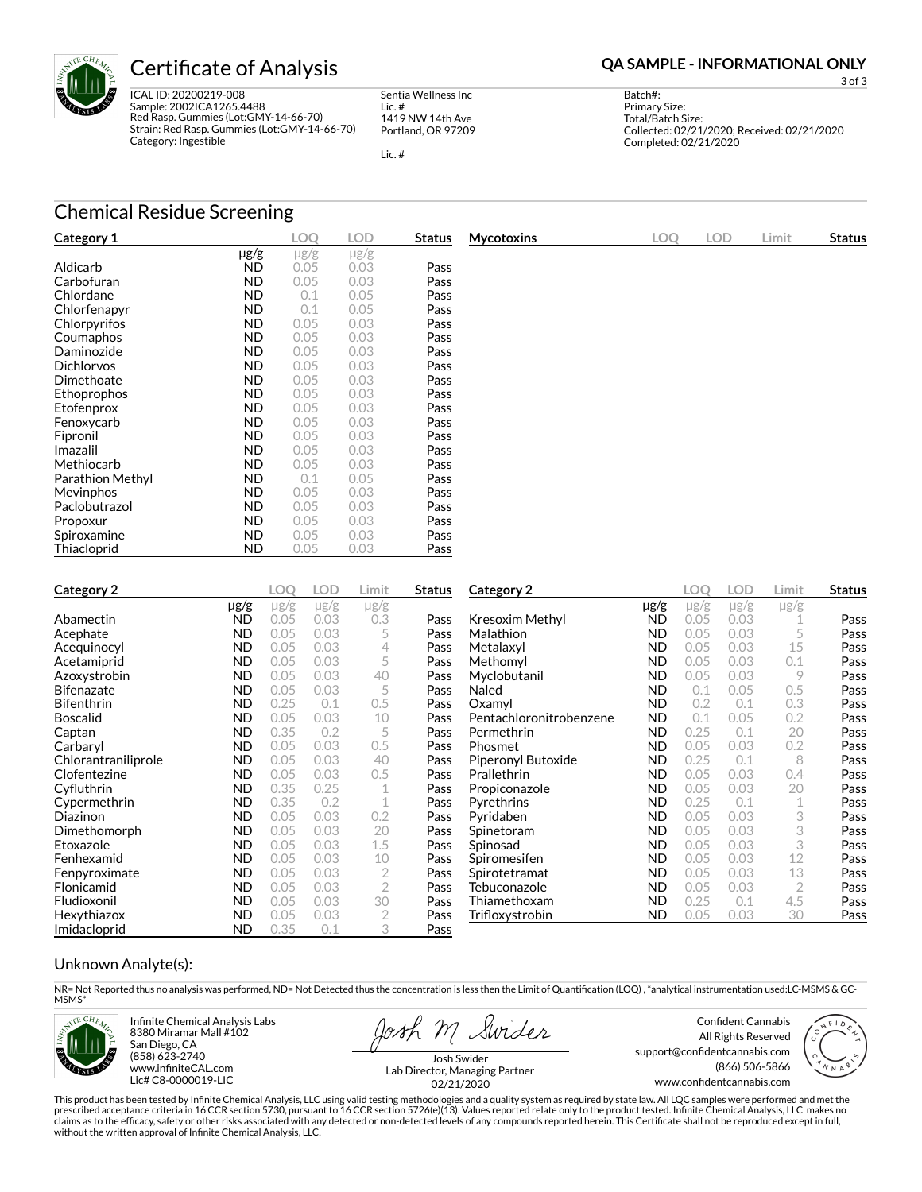# Certificate of Analysis

**QA SAMPLE - INFORMATIONAL ONLY**

ICAL ID: 20200219-008
Sample: 2002ICA1265.4488
Red Rasp. Gummies (Lot:GMY-14-66-70)
Strain: Red Rasp. Gummies (Lot:GMY-14-66-70)
Category: Ingestible

Sentia Wellness Inc
Lic. #
1419 NW 14th Ave
Portland, OR 97209

Lic. #

Batch#:
Primary Size:
Total/Batch Size:
Collected: 02/21/2020; Received: 02/21/2020
Completed: 02/21/2020

## Chemical Residue Screening

| Category 1 | | LOQ | LOD | Status |
|---|---|---|---|---|
| | μg/g | μg/g | μg/g | |
| Aldicarb | ND | 0.05 | 0.03 | Pass |
| Carbofuran | ND | 0.05 | 0.03 | Pass |
| Chlordane | ND | 0.1 | 0.05 | Pass |
| Chlorfenapyr | ND | 0.1 | 0.05 | Pass |
| Chlorpyrifos | ND | 0.05 | 0.03 | Pass |
| Coumaphos | ND | 0.05 | 0.03 | Pass |
| Daminozide | ND | 0.05 | 0.03 | Pass |
| Dichlorvos | ND | 0.05 | 0.03 | Pass |
| Dimethoate | ND | 0.05 | 0.03 | Pass |
| Ethoprophos | ND | 0.05 | 0.03 | Pass |
| Etofenprox | ND | 0.05 | 0.03 | Pass |
| Fenoxycarb | ND | 0.05 | 0.03 | Pass |
| Fipronil | ND | 0.05 | 0.03 | Pass |
| Imazalil | ND | 0.05 | 0.03 | Pass |
| Methiocarb | ND | 0.05 | 0.03 | Pass |
| Parathion Methyl | ND | 0.1 | 0.05 | Pass |
| Mevinphos | ND | 0.05 | 0.03 | Pass |
| Paclobutrazol | ND | 0.05 | 0.03 | Pass |
| Propoxur | ND | 0.05 | 0.03 | Pass |
| Spiroxamine | ND | 0.05 | 0.03 | Pass |
| Thiacloprid | ND | 0.05 | 0.03 | Pass |

| Mycotoxins | LOQ | LOD | Limit | Status |
|---|---|---|---|---|

| Category 2 | | LOQ | LOD | Limit | Status |
|---|---|---|---|---|---|
| | μg/g | μg/g | μg/g | μg/g | |
| Abamectin | ND | 0.05 | 0.03 | 0.3 | Pass |
| Acephate | ND | 0.05 | 0.03 | 5 | Pass |
| Acequinocyl | ND | 0.05 | 0.03 | 4 | Pass |
| Acetamiprid | ND | 0.05 | 0.03 | 5 | Pass |
| Azoxystrobin | ND | 0.05 | 0.03 | 40 | Pass |
| Bifenazate | ND | 0.05 | 0.03 | 5 | Pass |
| Bifenthrin | ND | 0.25 | 0.1 | 0.5 | Pass |
| Boscalid | ND | 0.05 | 0.03 | 10 | Pass |
| Captan | ND | 0.35 | 0.2 | 5 | Pass |
| Carbaryl | ND | 0.05 | 0.03 | 0.5 | Pass |
| Chlorantraniliprole | ND | 0.05 | 0.03 | 40 | Pass |
| Clofentezine | ND | 0.05 | 0.03 | 0.5 | Pass |
| Cyfluthrin | ND | 0.35 | 0.25 | 1 | Pass |
| Cypermethrin | ND | 0.35 | 0.2 | 1 | Pass |
| Diazinon | ND | 0.05 | 0.03 | 0.2 | Pass |
| Dimethomorph | ND | 0.05 | 0.03 | 20 | Pass |
| Etoxazole | ND | 0.05 | 0.03 | 1.5 | Pass |
| Fenhexamid | ND | 0.05 | 0.03 | 10 | Pass |
| Fenpyroximate | ND | 0.05 | 0.03 | 2 | Pass |
| Flonicamid | ND | 0.05 | 0.03 | 2 | Pass |
| Fludioxonil | ND | 0.05 | 0.03 | 30 | Pass |
| Hexythiazox | ND | 0.05 | 0.03 | 2 | Pass |
| Imidacloprid | ND | 0.35 | 0.1 | 3 | Pass |
| Kresoxim Methyl | ND | 0.05 | 0.03 | 1 | Pass |
| Malathion | ND | 0.05 | 0.03 | 5 | Pass |
| Metalaxyl | ND | 0.05 | 0.03 | 15 | Pass |
| Methomyl | ND | 0.05 | 0.03 | 0.1 | Pass |
| Myclobutanil | ND | 0.05 | 0.03 | 9 | Pass |
| Naled | ND | 0.1 | 0.05 | 0.5 | Pass |
| Oxamyl | ND | 0.2 | 0.1 | 0.3 | Pass |
| Pentachloronitrobenzene | ND | 0.1 | 0.05 | 0.2 | Pass |
| Permethrin | ND | 0.25 | 0.1 | 20 | Pass |
| Phosmet | ND | 0.05 | 0.03 | 0.2 | Pass |
| Piperonyl Butoxide | ND | 0.25 | 0.1 | 8 | Pass |
| Prallethrin | ND | 0.05 | 0.03 | 0.4 | Pass |
| Propiconazole | ND | 0.05 | 0.03 | 20 | Pass |
| Pyrethrins | ND | 0.25 | 0.1 | 1 | Pass |
| Pyridaben | ND | 0.05 | 0.03 | 3 | Pass |
| Spinetoram | ND | 0.05 | 0.03 | 3 | Pass |
| Spinosad | ND | 0.05 | 0.03 | 3 | Pass |
| Spiromesifen | ND | 0.05 | 0.03 | 12 | Pass |
| Spirotetramat | ND | 0.05 | 0.03 | 13 | Pass |
| Tebuconazole | ND | 0.05 | 0.03 | 2 | Pass |
| Thiamethoxam | ND | 0.25 | 0.1 | 4.5 | Pass |
| Trifloxystrobin | ND | 0.05 | 0.03 | 30 | Pass |

Unknown Analyte(s):

NR= Not Reported thus no analysis was performed, ND= Not Detected thus the concentration is less then the Limit of Quantification (LOQ) , *analytical instrumentation used:LC-MSMS & GC-MSMS*

Infinite Chemical Analysis Labs
8380 Miramar Mall #102
San Diego, CA
(858) 623-2740
www.infiniteCAL.com
Lic# C8-0000019-LIC

Josh Swider
Lab Director, Managing Partner
02/21/2020

Confident Cannabis
All Rights Reserved
support@confidentcannabis.com
(866) 506-5866
www.confidentcannabis.com

This product has been tested by Infinite Chemical Analysis, LLC using valid testing methodologies and a quality system as required by state law. All LQC samples were performed and met the prescribed acceptance criteria in 16 CCR section 5730, pursuant to 16 CCR section 5726(e)(13). Values reported relate only to the product tested. Infinite Chemical Analysis, LLC makes no claims as to the efficacy, safety or other risks associated with any detected or non-detected levels of any compounds reported herein. This Certificate shall not be reproduced except in full, without the written approval of Infinite Chemical Analysis, LLC.